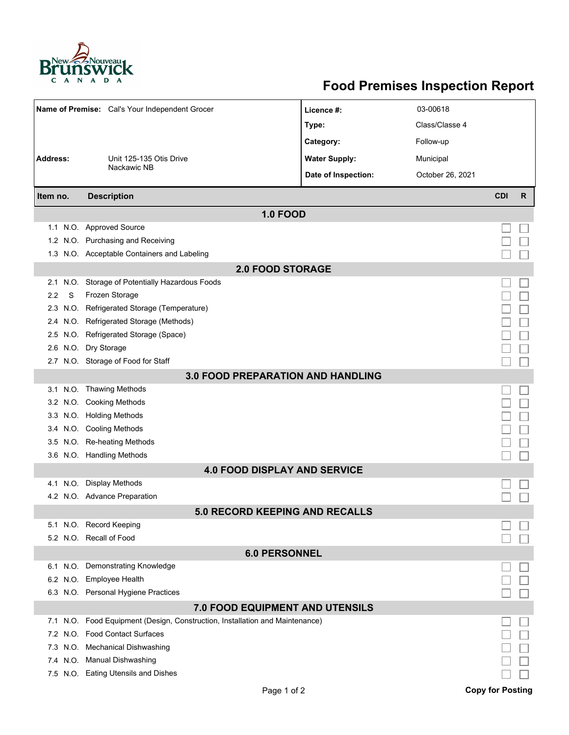# Food Premises Inspection Report

| | | | |
|---|---|---|---|
| **Name of Premise:** | Cal's Your Independent Grocer | **Licence #:** | 03-00618 |
| | | **Type:** | Class/Classe 4 |
| | | **Category:** | Follow-up |
| **Address:** | Unit 125-135 Otis Drive<br>Nackawic NB | **Water Supply:** | Municipal |
| | | **Date of Inspection:** | October 26, 2021 |

| Item no. | | Description | CDI | R |
|---|---|---|---|---|
| **1.0 FOOD** | | | | |
| 1.1 | N.O. | Approved Source | ☐ | ☐ |
| 1.2 | N.O. | Purchasing and Receiving | ☐ | ☐ |
| 1.3 | N.O. | Acceptable Containers and Labeling | ☐ | ☐ |
| **2.0 FOOD STORAGE** | | | | |
| 2.1 | N.O. | Storage of Potentially Hazardous Foods | ☐ | ☐ |
| 2.2 | S | Frozen Storage | ☐ | ☐ |
| 2.3 | N.O. | Refrigerated Storage (Temperature) | ☐ | ☐ |
| 2.4 | N.O. | Refrigerated Storage (Methods) | ☐ | ☐ |
| 2.5 | N.O. | Refrigerated Storage (Space) | ☐ | ☐ |
| 2.6 | N.O. | Dry Storage | ☐ | ☐ |
| 2.7 | N.O. | Storage of Food for Staff | ☐ | ☐ |
| **3.0 FOOD PREPARATION AND HANDLING** | | | | |
| 3.1 | N.O. | Thawing Methods | ☐ | ☐ |
| 3.2 | N.O. | Cooking Methods | ☐ | ☐ |
| 3.3 | N.O. | Holding Methods | ☐ | ☐ |
| 3.4 | N.O. | Cooling Methods | ☐ | ☐ |
| 3.5 | N.O. | Re-heating Methods | ☐ | ☐ |
| 3.6 | N.O. | Handling Methods | ☐ | ☐ |
| **4.0 FOOD DISPLAY AND SERVICE** | | | | |
| 4.1 | N.O. | Display Methods | ☐ | ☐ |
| 4.2 | N.O. | Advance Preparation | ☐ | ☐ |
| **5.0 RECORD KEEPING AND RECALLS** | | | | |
| 5.1 | N.O. | Record Keeping | ☐ | ☐ |
| 5.2 | N.O. | Recall of Food | ☐ | ☐ |
| **6.0 PERSONNEL** | | | | |
| 6.1 | N.O. | Demonstrating Knowledge | ☐ | ☐ |
| 6.2 | N.O. | Employee Health | ☐ | ☐ |
| 6.3 | N.O. | Personal Hygiene Practices | ☐ | ☐ |
| **7.0 FOOD EQUIPMENT AND UTENSILS** | | | | |
| 7.1 | N.O. | Food Equipment (Design, Construction, Installation and Maintenance) | ☐ | ☐ |
| 7.2 | N.O. | Food Contact Surfaces | ☐ | ☐ |
| 7.3 | N.O. | Mechanical Dishwashing | ☐ | ☐ |
| 7.4 | N.O. | Manual Dishwashing | ☐ | ☐ |
| 7.5 | N.O. | Eating Utensils and Dishes | ☐ | ☐ |

**Copy for Posting**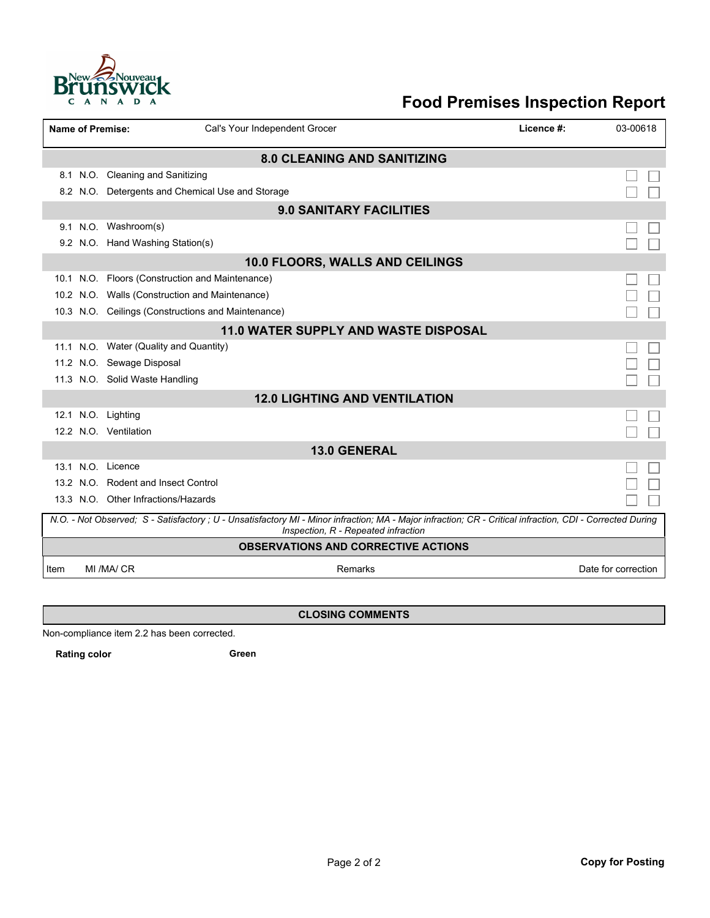# Food Premises Inspection Report

| **Name of Premise:** | Cal's Your Independent Grocer | **Licence #:** | 03-00618 |
|---|---|---|---|

## 8.0 CLEANING AND SANITIZING

| | | | | |
|---|---|---|---|---|
| 8.1 | N.O. | Cleaning and Sanitizing | ☐ | ☐ |
| 8.2 | N.O. | Detergents and Chemical Use and Storage | ☐ | ☐ |

## 9.0 SANITARY FACILITIES

| | | | | |
|---|---|---|---|---|
| 9.1 | N.O. | Washroom(s) | ☐ | ☐ |
| 9.2 | N.O. | Hand Washing Station(s) | ☐ | ☐ |

## 10.0 FLOORS, WALLS AND CEILINGS

| | | | | |
|---|---|---|---|---|
| 10.1 | N.O. | Floors (Construction and Maintenance) | ☐ | ☐ |
| 10.2 | N.O. | Walls (Construction and Maintenance) | ☐ | ☐ |
| 10.3 | N.O. | Ceilings (Constructions and Maintenance) | ☐ | ☐ |

## 11.0 WATER SUPPLY AND WASTE DISPOSAL

| | | | | |
|---|---|---|---|---|
| 11.1 | N.O. | Water (Quality and Quantity) | ☐ | ☐ |
| 11.2 | N.O. | Sewage Disposal | ☐ | ☐ |
| 11.3 | N.O. | Solid Waste Handling | ☐ | ☐ |

## 12.0 LIGHTING AND VENTILATION

| | | | | |
|---|---|---|---|---|
| 12.1 | N.O. | Lighting | ☐ | ☐ |
| 12.2 | N.O. | Ventilation | ☐ | ☐ |

## 13.0 GENERAL

| | | | | |
|---|---|---|---|---|
| 13.1 | N.O. | Licence | ☐ | ☐ |
| 13.2 | N.O. | Rodent and Insect Control | ☐ | ☐ |
| 13.3 | N.O. | Other Infractions/Hazards | ☐ | ☐ |

*N.O. - Not Observed; S - Satisfactory ; U - Unsatisfactory MI - Minor infraction; MA - Major infraction; CR - Critical infraction, CDI - Corrected During Inspection, R - Repeated infraction*

## OBSERVATIONS AND CORRECTIVE ACTIONS

| Item | MI /MA/ CR | Remarks | Date for correction |
|---|---|---|---|

## CLOSING COMMENTS

Non-compliance item 2.2 has been corrected.

**Rating color** **Green**

**Copy for Posting**